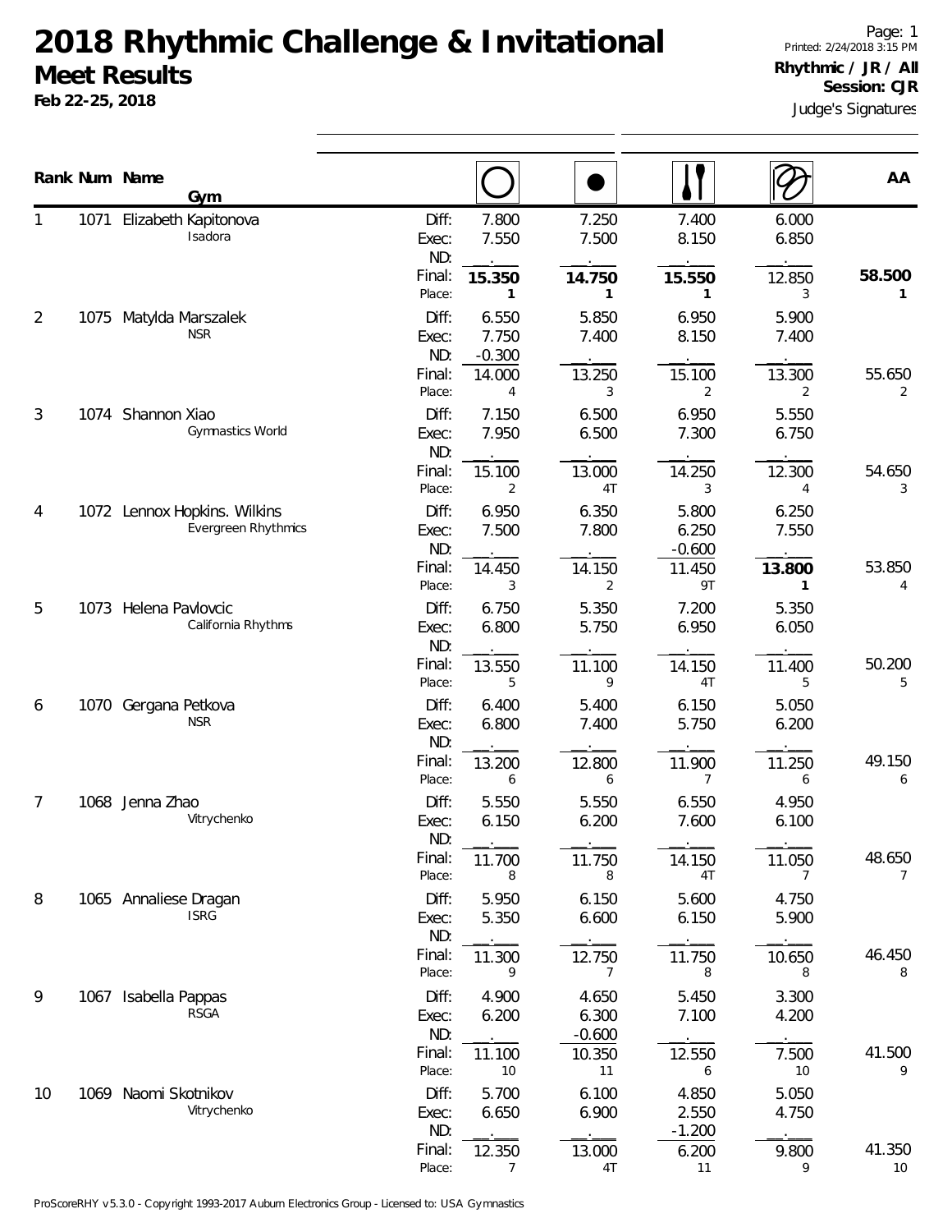# 2018 Rhythmic Challenge & Invitational

## Meet Results

**Feb 22-25, 2018**

Printed: 2/24/2018 3:15 PM

**Rhythmic / JR / All**

**Session: CJR**

Judge's Signatures

| Rank | Num | Name / Gym | | Hoop | Ball | Clubs | Ribbon | AA |
|---|---|---|---|---|---|---|---|---|
| 1 | 1071 | Elizabeth Kapitonova | Diff: | 7.800 | 7.250 | 7.400 | 6.000 | |
| | | Isadora | Exec: | 7.550 | 7.500 | 8.150 | 6.850 | |
| | | | ND: | . | . | . | . | |
| | | | Final: | **15.350** | **14.750** | **15.550** | 12.850 | **58.500** |
| | | | Place: | 1 | 1 | 1 | 3 | 1 |
| 2 | 1075 | Matylda Marszalek | Diff: | 6.550 | 5.850 | 6.950 | 5.900 | |
| | | NSR | Exec: | 7.750 | 7.400 | 8.150 | 7.400 | |
| | | | ND: | -0.300 | . | . | . | |
| | | | Final: | 14.000 | 13.250 | 15.100 | 13.300 | 55.650 |
| | | | Place: | 4 | 3 | 2 | 2 | 2 |
| 3 | 1074 | Shannon Xiao | Diff: | 7.150 | 6.500 | 6.950 | 5.550 | |
| | | Gymnastics World | Exec: | 7.950 | 6.500 | 7.300 | 6.750 | |
| | | | ND: | . | . | . | . | |
| | | | Final: | 15.100 | 13.000 | 14.250 | 12.300 | 54.650 |
| | | | Place: | 2 | 4T | 3 | 4 | 3 |
| 4 | 1072 | Lennox Hopkins. Wilkins | Diff: | 6.950 | 6.350 | 5.800 | 6.250 | |
| | | Evergreen Rhythmics | Exec: | 7.500 | 7.800 | 6.250 | 7.550 | |
| | | | ND: | . | . | -0.600 | . | |
| | | | Final: | 14.450 | 14.150 | 11.450 | **13.800** | 53.850 |
| | | | Place: | 3 | 2 | 9T | 1 | 4 |
| 5 | 1073 | Helena Pavlovcic | Diff: | 6.750 | 5.350 | 7.200 | 5.350 | |
| | | California Rhythms | Exec: | 6.800 | 5.750 | 6.950 | 6.050 | |
| | | | ND: | . | . | . | . | |
| | | | Final: | 13.550 | 11.100 | 14.150 | 11.400 | 50.200 |
| | | | Place: | 5 | 9 | 4T | 5 | 5 |
| 6 | 1070 | Gergana Petkova | Diff: | 6.400 | 5.400 | 6.150 | 5.050 | |
| | | NSR | Exec: | 6.800 | 7.400 | 5.750 | 6.200 | |
| | | | ND: | . | . | . | . | |
| | | | Final: | 13.200 | 12.800 | 11.900 | 11.250 | 49.150 |
| | | | Place: | 6 | 6 | 7 | 6 | 6 |
| 7 | 1068 | Jenna Zhao | Diff: | 5.550 | 5.550 | 6.550 | 4.950 | |
| | | Vitrychenko | Exec: | 6.150 | 6.200 | 7.600 | 6.100 | |
| | | | ND: | . | . | . | . | |
| | | | Final: | 11.700 | 11.750 | 14.150 | 11.050 | 48.650 |
| | | | Place: | 8 | 8 | 4T | 7 | 7 |
| 8 | 1065 | Annaliese Dragan | Diff: | 5.950 | 6.150 | 5.600 | 4.750 | |
| | | ISRG | Exec: | 5.350 | 6.600 | 6.150 | 5.900 | |
| | | | ND: | . | . | . | . | |
| | | | Final: | 11.300 | 12.750 | 11.750 | 10.650 | 46.450 |
| | | | Place: | 9 | 7 | 8 | 8 | 8 |
| 9 | 1067 | Isabella Pappas | Diff: | 4.900 | 4.650 | 5.450 | 3.300 | |
| | | RSGA | Exec: | 6.200 | 6.300 | 7.100 | 4.200 | |
| | | | ND: | . | -0.600 | . | . | |
| | | | Final: | 11.100 | 10.350 | 12.550 | 7.500 | 41.500 |
| | | | Place: | 10 | 11 | 6 | 10 | 9 |
| 10 | 1069 | Naomi Skotnikov | Diff: | 5.700 | 6.100 | 4.850 | 5.050 | |
| | | Vitrychenko | Exec: | 6.650 | 6.900 | 2.550 | 4.750 | |
| | | | ND: | . | . | -1.200 | . | |
| | | | Final: | 12.350 | 13.000 | 6.200 | 9.800 | 41.350 |
| | | | Place: | 7 | 4T | 11 | 9 | 10 |

ProScoreRHY v5.3.0 - Copyright 1993-2017 Auburn Electronics Group - Licensed to: USA Gymnastics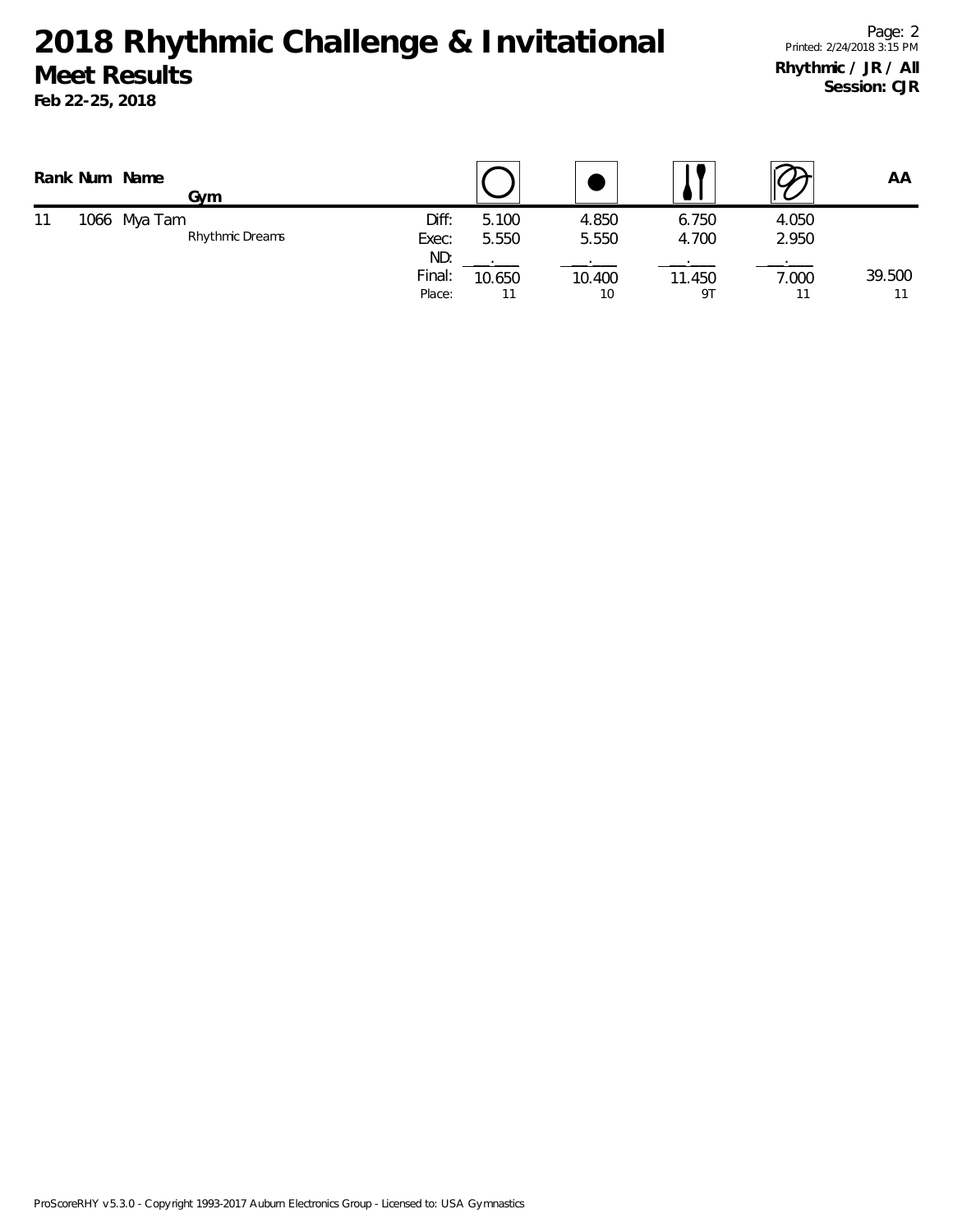# 2018 Rhythmic Challenge & Invitational

## Meet Results

**Feb 22-25, 2018**

**Rhythmic / JR / All**
**Session: CJR**

| Rank | Num | Name / Gym | | Hoop | Ball | Clubs | Ribbon | AA |
|---|---|---|---|---|---|---|---|---|
| 11 | 1066 | Mya Tam | Diff: | 5.100 | 4.850 | 6.750 | 4.050 | |
| | | Rhythmic Dreams | Exec: | 5.550 | 5.550 | 4.700 | 2.950 | |
| | | | ND: | . | . | . | . | |
| | | | Final: | 10.650 | 10.400 | 11.450 | 7.000 | 39.500 |
| | | | Place: | 11 | 10 | 9T | 11 | 11 |

ProScoreRHY v5.3.0 - Copyright 1993-2017 Auburn Electronics Group - Licensed to: USA Gymnastics